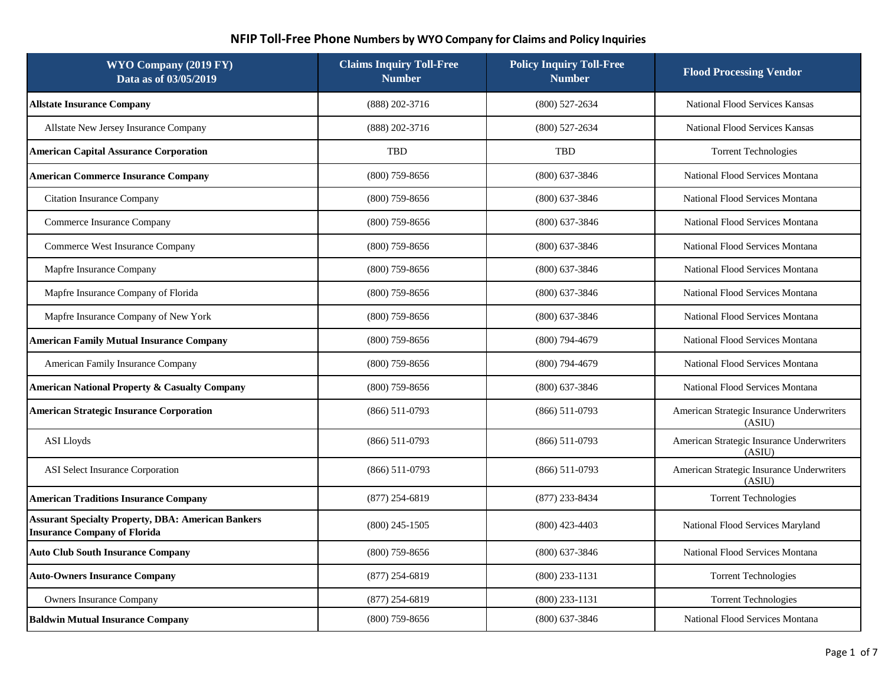# NFIP Toll-Free Phone Numbers by WYO Company for Claims and Policy Inquiries

| WYO Company (2019 FY) Data as of 03/05/2019 | Claims Inquiry Toll-Free Number | Policy Inquiry Toll-Free Number | Flood Processing Vendor |
|---|---|---|---|
| **Allstate Insurance Company** | (888) 202-3716 | (800) 527-2634 | National Flood Services Kansas |
| Allstate New Jersey Insurance Company | (888) 202-3716 | (800) 527-2634 | National Flood Services Kansas |
| **American Capital Assurance Corporation** | TBD | TBD | Torrent Technologies |
| **American Commerce Insurance Company** | (800) 759-8656 | (800) 637-3846 | National Flood Services Montana |
| Citation Insurance Company | (800) 759-8656 | (800) 637-3846 | National Flood Services Montana |
| Commerce Insurance Company | (800) 759-8656 | (800) 637-3846 | National Flood Services Montana |
| Commerce West Insurance Company | (800) 759-8656 | (800) 637-3846 | National Flood Services Montana |
| Mapfre Insurance Company | (800) 759-8656 | (800) 637-3846 | National Flood Services Montana |
| Mapfre Insurance Company of Florida | (800) 759-8656 | (800) 637-3846 | National Flood Services Montana |
| Mapfre Insurance Company of New York | (800) 759-8656 | (800) 637-3846 | National Flood Services Montana |
| **American Family Mutual Insurance Company** | (800) 759-8656 | (800) 794-4679 | National Flood Services Montana |
| American Family Insurance Company | (800) 759-8656 | (800) 794-4679 | National Flood Services Montana |
| **American National Property & Casualty Company** | (800) 759-8656 | (800) 637-3846 | National Flood Services Montana |
| **American Strategic Insurance Corporation** | (866) 511-0793 | (866) 511-0793 | American Strategic Insurance Underwriters (ASIU) |
| ASI Lloyds | (866) 511-0793 | (866) 511-0793 | American Strategic Insurance Underwriters (ASIU) |
| ASI Select Insurance Corporation | (866) 511-0793 | (866) 511-0793 | American Strategic Insurance Underwriters (ASIU) |
| **American Traditions Insurance Company** | (877) 254-6819 | (877) 233-8434 | Torrent Technologies |
| **Assurant Specialty Property, DBA: American Bankers Insurance Company of Florida** | (800) 245-1505 | (800) 423-4403 | National Flood Services Maryland |
| **Auto Club South Insurance Company** | (800) 759-8656 | (800) 637-3846 | National Flood Services Montana |
| **Auto-Owners Insurance Company** | (877) 254-6819 | (800) 233-1131 | Torrent Technologies |
| Owners Insurance Company | (877) 254-6819 | (800) 233-1131 | Torrent Technologies |
| **Baldwin Mutual Insurance Company** | (800) 759-8656 | (800) 637-3846 | National Flood Services Montana |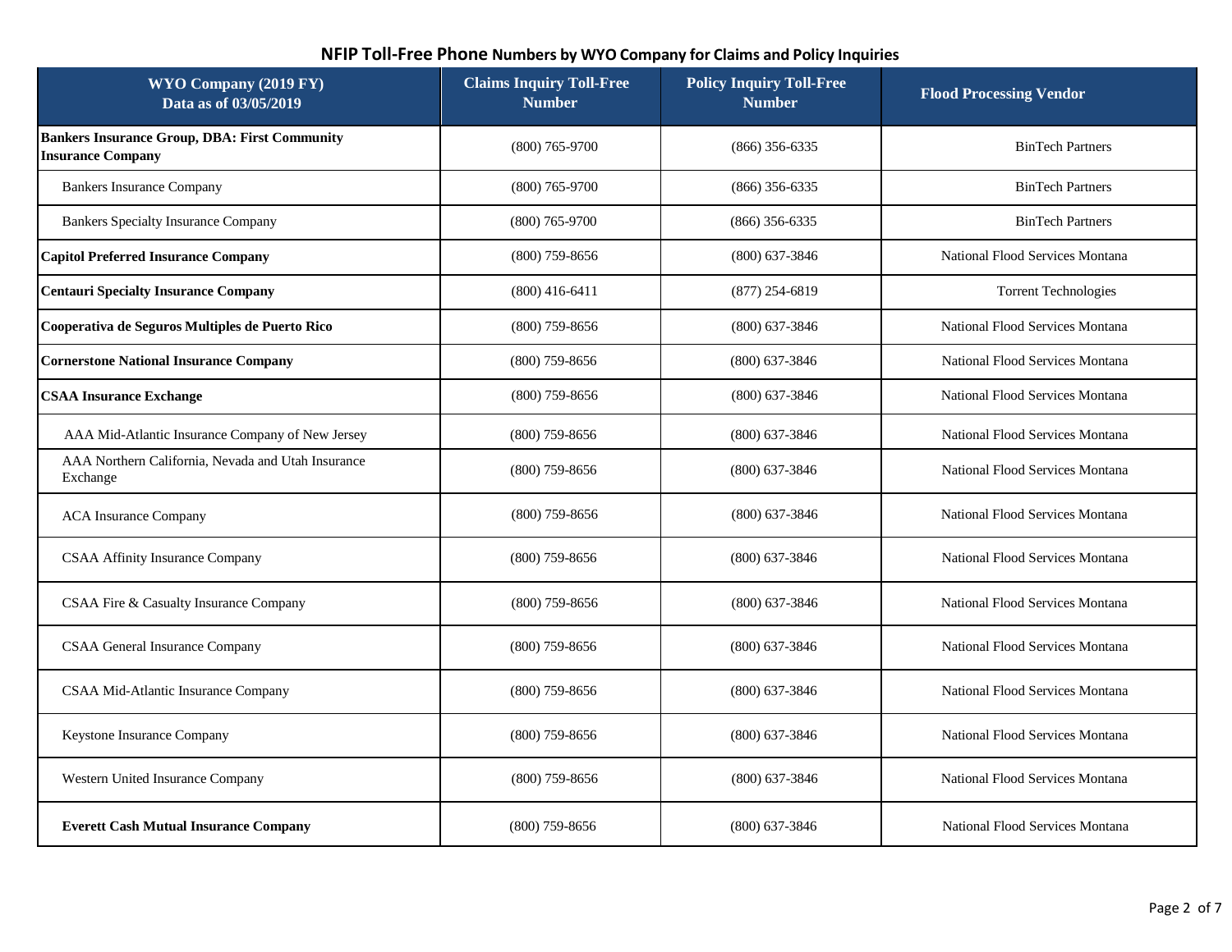## NFIP Toll-Free Phone Numbers by WYO Company for Claims and Policy Inquiries

| WYO Company (2019 FY) Data as of 03/05/2019 | Claims Inquiry Toll-Free Number | Policy Inquiry Toll-Free Number | Flood Processing Vendor |
|---|---|---|---|
| **Bankers Insurance Group, DBA: First Community Insurance Company** | (800) 765-9700 | (866) 356-6335 | BinTech Partners |
| Bankers Insurance Company | (800) 765-9700 | (866) 356-6335 | BinTech Partners |
| Bankers Specialty Insurance Company | (800) 765-9700 | (866) 356-6335 | BinTech Partners |
| **Capitol Preferred Insurance Company** | (800) 759-8656 | (800) 637-3846 | National Flood Services Montana |
| **Centauri Specialty Insurance Company** | (800) 416-6411 | (877) 254-6819 | Torrent Technologies |
| **Cooperativa de Seguros Multiples de Puerto Rico** | (800) 759-8656 | (800) 637-3846 | National Flood Services Montana |
| **Cornerstone National Insurance Company** | (800) 759-8656 | (800) 637-3846 | National Flood Services Montana |
| **CSAA Insurance Exchange** | (800) 759-8656 | (800) 637-3846 | National Flood Services Montana |
| AAA Mid-Atlantic Insurance Company of New Jersey | (800) 759-8656 | (800) 637-3846 | National Flood Services Montana |
| AAA Northern California, Nevada and Utah Insurance Exchange | (800) 759-8656 | (800) 637-3846 | National Flood Services Montana |
| ACA Insurance Company | (800) 759-8656 | (800) 637-3846 | National Flood Services Montana |
| CSAA Affinity Insurance Company | (800) 759-8656 | (800) 637-3846 | National Flood Services Montana |
| CSAA Fire & Casualty Insurance Company | (800) 759-8656 | (800) 637-3846 | National Flood Services Montana |
| CSAA General Insurance Company | (800) 759-8656 | (800) 637-3846 | National Flood Services Montana |
| CSAA Mid-Atlantic Insurance Company | (800) 759-8656 | (800) 637-3846 | National Flood Services Montana |
| Keystone Insurance Company | (800) 759-8656 | (800) 637-3846 | National Flood Services Montana |
| Western United Insurance Company | (800) 759-8656 | (800) 637-3846 | National Flood Services Montana |
| **Everett Cash Mutual Insurance Company** | (800) 759-8656 | (800) 637-3846 | National Flood Services Montana |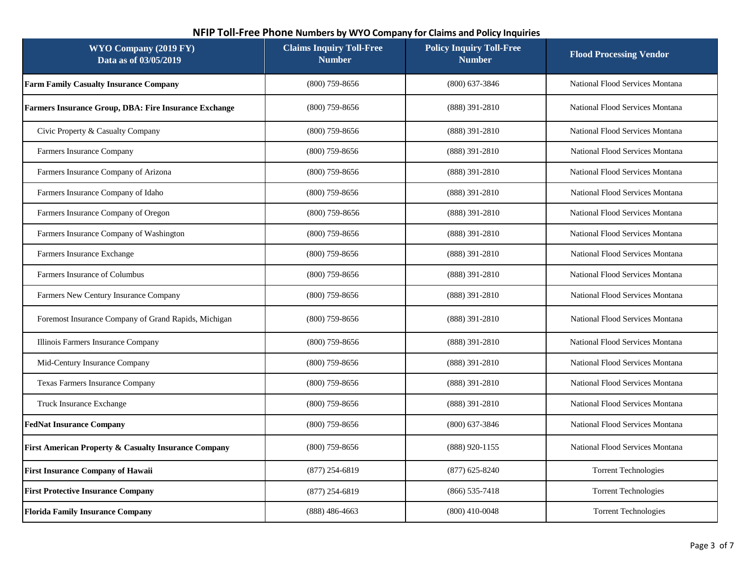## NFIP Toll-Free Phone Numbers by WYO Company for Claims and Policy Inquiries

| WYO Company (2019 FY) Data as of 03/05/2019 | Claims Inquiry Toll-Free Number | Policy Inquiry Toll-Free Number | Flood Processing Vendor |
| --- | --- | --- | --- |
| **Farm Family Casualty Insurance Company** | (800) 759-8656 | (800) 637-3846 | National Flood Services Montana |
| **Farmers Insurance Group, DBA: Fire Insurance Exchange** | (800) 759-8656 | (888) 391-2810 | National Flood Services Montana |
| Civic Property & Casualty Company | (800) 759-8656 | (888) 391-2810 | National Flood Services Montana |
| Farmers Insurance Company | (800) 759-8656 | (888) 391-2810 | National Flood Services Montana |
| Farmers Insurance Company of Arizona | (800) 759-8656 | (888) 391-2810 | National Flood Services Montana |
| Farmers Insurance Company of Idaho | (800) 759-8656 | (888) 391-2810 | National Flood Services Montana |
| Farmers Insurance Company of Oregon | (800) 759-8656 | (888) 391-2810 | National Flood Services Montana |
| Farmers Insurance Company of Washington | (800) 759-8656 | (888) 391-2810 | National Flood Services Montana |
| Farmers Insurance Exchange | (800) 759-8656 | (888) 391-2810 | National Flood Services Montana |
| Farmers Insurance of Columbus | (800) 759-8656 | (888) 391-2810 | National Flood Services Montana |
| Farmers New Century Insurance Company | (800) 759-8656 | (888) 391-2810 | National Flood Services Montana |
| Foremost Insurance Company of Grand Rapids, Michigan | (800) 759-8656 | (888) 391-2810 | National Flood Services Montana |
| Illinois Farmers Insurance Company | (800) 759-8656 | (888) 391-2810 | National Flood Services Montana |
| Mid-Century Insurance Company | (800) 759-8656 | (888) 391-2810 | National Flood Services Montana |
| Texas Farmers Insurance Company | (800) 759-8656 | (888) 391-2810 | National Flood Services Montana |
| Truck Insurance Exchange | (800) 759-8656 | (888) 391-2810 | National Flood Services Montana |
| **FedNat Insurance Company** | (800) 759-8656 | (800) 637-3846 | National Flood Services Montana |
| **First American Property & Casualty Insurance Company** | (800) 759-8656 | (888) 920-1155 | National Flood Services Montana |
| **First Insurance Company of Hawaii** | (877) 254-6819 | (877) 625-8240 | Torrent Technologies |
| **First Protective Insurance Company** | (877) 254-6819 | (866) 535-7418 | Torrent Technologies |
| **Florida Family Insurance Company** | (888) 486-4663 | (800) 410-0048 | Torrent Technologies |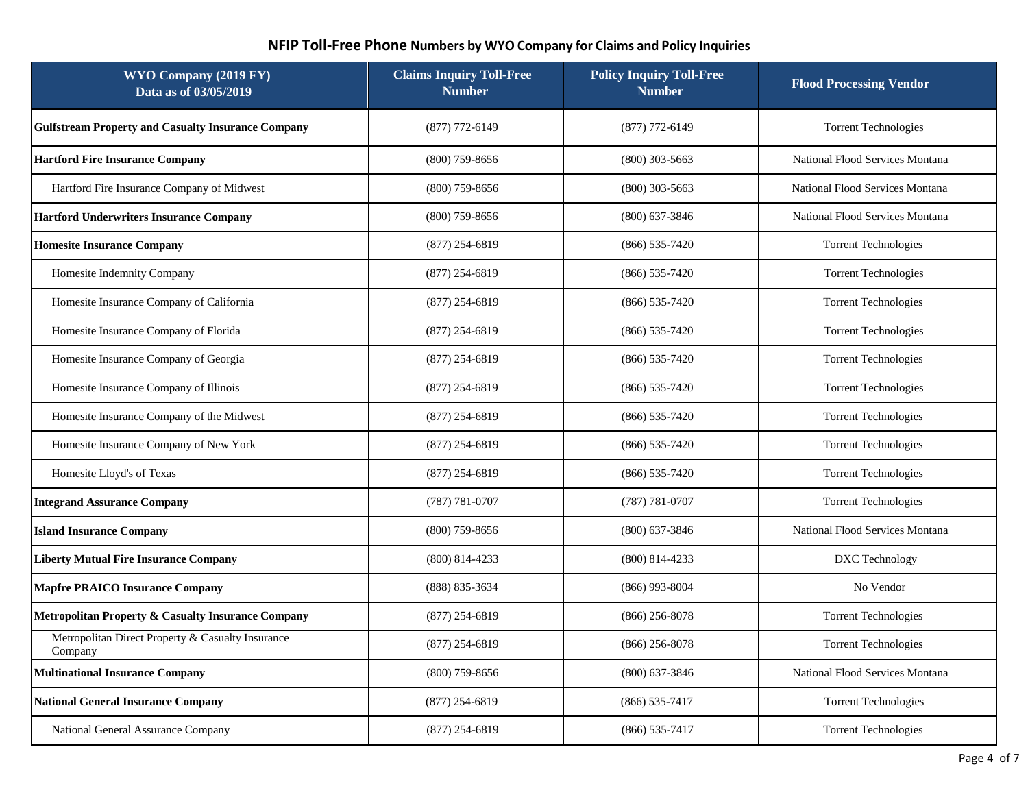## NFIP Toll-Free Phone Numbers by WYO Company for Claims and Policy Inquiries

| WYO Company (2019 FY) Data as of 03/05/2019 | Claims Inquiry Toll-Free Number | Policy Inquiry Toll-Free Number | Flood Processing Vendor |
|---|---|---|---|
| **Gulfstream Property and Casualty Insurance Company** | (877) 772-6149 | (877) 772-6149 | Torrent Technologies |
| **Hartford Fire Insurance Company** | (800) 759-8656 | (800) 303-5663 | National Flood Services Montana |
| Hartford Fire Insurance Company of Midwest | (800) 759-8656 | (800) 303-5663 | National Flood Services Montana |
| **Hartford Underwriters Insurance Company** | (800) 759-8656 | (800) 637-3846 | National Flood Services Montana |
| **Homesite Insurance Company** | (877) 254-6819 | (866) 535-7420 | Torrent Technologies |
| Homesite Indemnity Company | (877) 254-6819 | (866) 535-7420 | Torrent Technologies |
| Homesite Insurance Company of California | (877) 254-6819 | (866) 535-7420 | Torrent Technologies |
| Homesite Insurance Company of Florida | (877) 254-6819 | (866) 535-7420 | Torrent Technologies |
| Homesite Insurance Company of Georgia | (877) 254-6819 | (866) 535-7420 | Torrent Technologies |
| Homesite Insurance Company of Illinois | (877) 254-6819 | (866) 535-7420 | Torrent Technologies |
| Homesite Insurance Company of the Midwest | (877) 254-6819 | (866) 535-7420 | Torrent Technologies |
| Homesite Insurance Company of New York | (877) 254-6819 | (866) 535-7420 | Torrent Technologies |
| Homesite Lloyd's of Texas | (877) 254-6819 | (866) 535-7420 | Torrent Technologies |
| **Integrand Assurance Company** | (787) 781-0707 | (787) 781-0707 | Torrent Technologies |
| **Island Insurance Company** | (800) 759-8656 | (800) 637-3846 | National Flood Services Montana |
| **Liberty Mutual Fire Insurance Company** | (800) 814-4233 | (800) 814-4233 | DXC Technology |
| **Mapfre PRAICO Insurance Company** | (888) 835-3634 | (866) 993-8004 | No Vendor |
| **Metropolitan Property & Casualty Insurance Company** | (877) 254-6819 | (866) 256-8078 | Torrent Technologies |
| Metropolitan Direct Property & Casualty Insurance Company | (877) 254-6819 | (866) 256-8078 | Torrent Technologies |
| **Multinational Insurance Company** | (800) 759-8656 | (800) 637-3846 | National Flood Services Montana |
| **National General Insurance Company** | (877) 254-6819 | (866) 535-7417 | Torrent Technologies |
| National General Assurance Company | (877) 254-6819 | (866) 535-7417 | Torrent Technologies |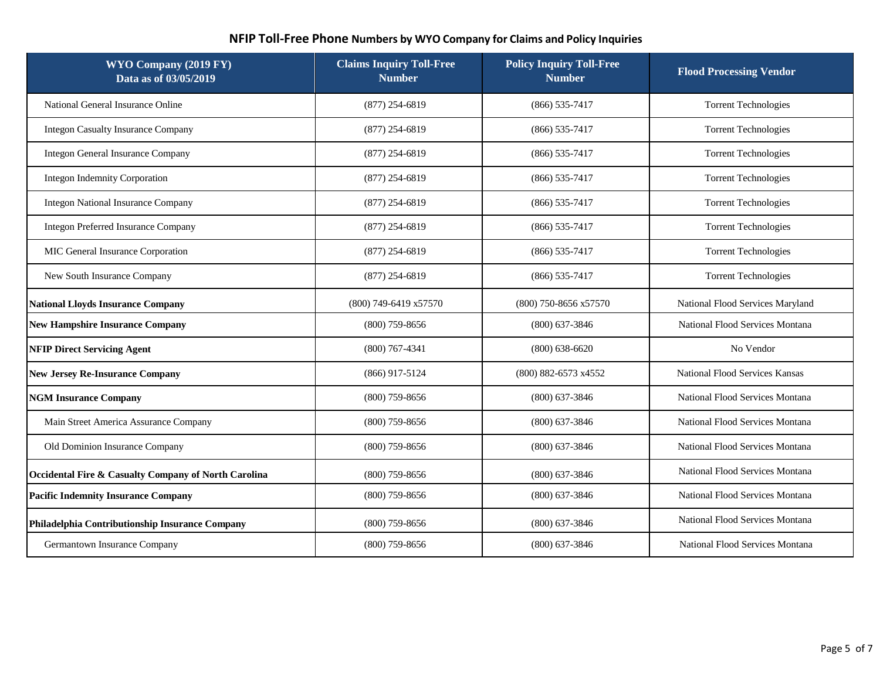## NFIP Toll-Free Phone Numbers by WYO Company for Claims and Policy Inquiries

| WYO Company (2019 FY) Data as of 03/05/2019 | Claims Inquiry Toll-Free Number | Policy Inquiry Toll-Free Number | Flood Processing Vendor |
|---|---|---|---|
| National General Insurance Online | (877) 254-6819 | (866) 535-7417 | Torrent Technologies |
| Integon Casualty Insurance Company | (877) 254-6819 | (866) 535-7417 | Torrent Technologies |
| Integon General Insurance Company | (877) 254-6819 | (866) 535-7417 | Torrent Technologies |
| Integon Indemnity Corporation | (877) 254-6819 | (866) 535-7417 | Torrent Technologies |
| Integon National Insurance Company | (877) 254-6819 | (866) 535-7417 | Torrent Technologies |
| Integon Preferred Insurance Company | (877) 254-6819 | (866) 535-7417 | Torrent Technologies |
| MIC General Insurance Corporation | (877) 254-6819 | (866) 535-7417 | Torrent Technologies |
| New South Insurance Company | (877) 254-6819 | (866) 535-7417 | Torrent Technologies |
| **National Lloyds Insurance Company** | (800) 749-6419 x57570 | (800) 750-8656 x57570 | National Flood Services Maryland |
| **New Hampshire Insurance Company** | (800) 759-8656 | (800) 637-3846 | National Flood Services Montana |
| **NFIP Direct Servicing Agent** | (800) 767-4341 | (800) 638-6620 | No Vendor |
| **New Jersey Re-Insurance Company** | (866) 917-5124 | (800) 882-6573 x4552 | National Flood Services Kansas |
| **NGM Insurance Company** | (800) 759-8656 | (800) 637-3846 | National Flood Services Montana |
| Main Street America Assurance Company | (800) 759-8656 | (800) 637-3846 | National Flood Services Montana |
| Old Dominion Insurance Company | (800) 759-8656 | (800) 637-3846 | National Flood Services Montana |
| **Occidental Fire & Casualty Company of North Carolina** | (800) 759-8656 | (800) 637-3846 | National Flood Services Montana |
| **Pacific Indemnity Insurance Company** | (800) 759-8656 | (800) 637-3846 | National Flood Services Montana |
| **Philadelphia Contributionship Insurance Company** | (800) 759-8656 | (800) 637-3846 | National Flood Services Montana |
| Germantown Insurance Company | (800) 759-8656 | (800) 637-3846 | National Flood Services Montana |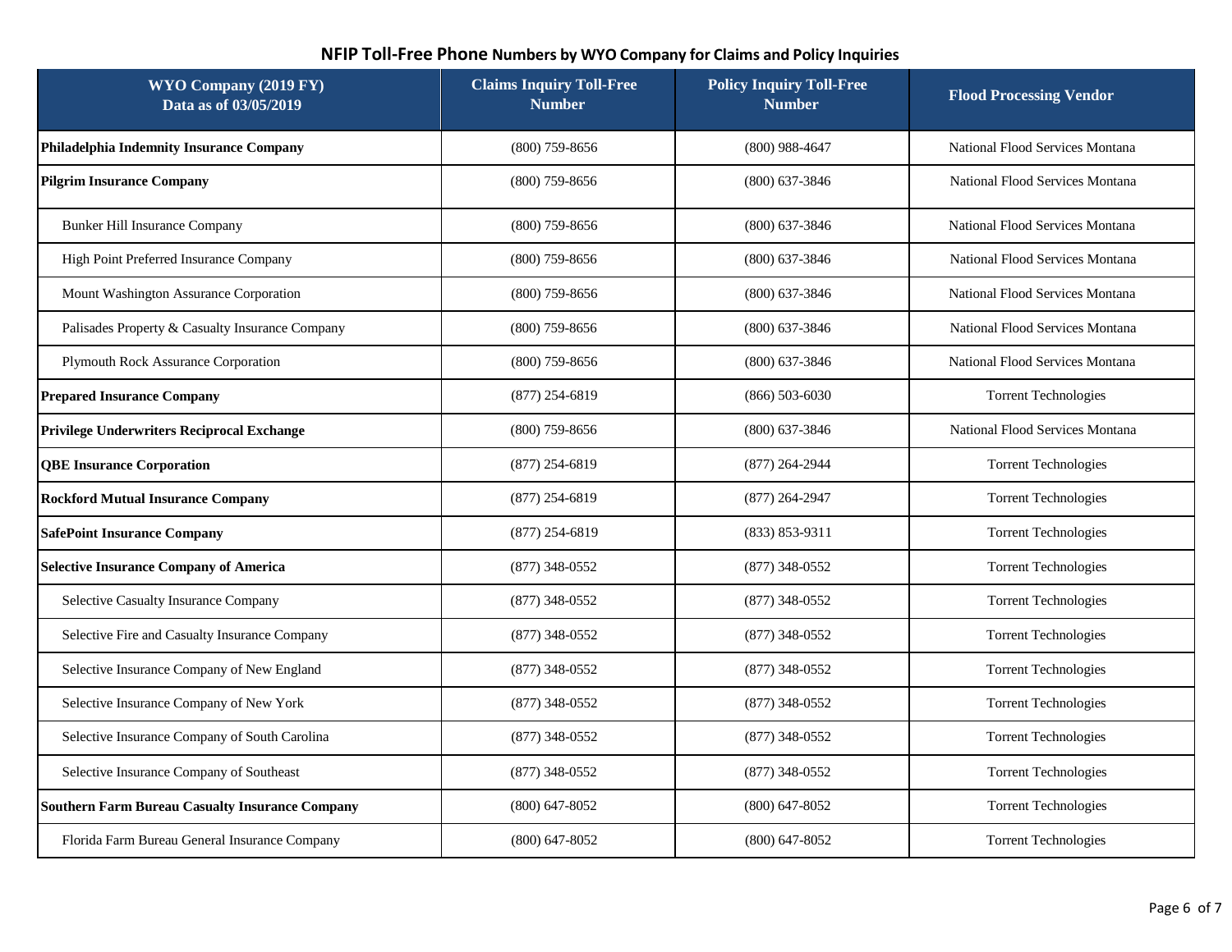## NFIP Toll-Free Phone Numbers by WYO Company for Claims and Policy Inquiries

| WYO Company (2019 FY) Data as of 03/05/2019 | Claims Inquiry Toll-Free Number | Policy Inquiry Toll-Free Number | Flood Processing Vendor |
|---|---|---|---|
| **Philadelphia Indemnity Insurance Company** | (800) 759-8656 | (800) 988-4647 | National Flood Services Montana |
| **Pilgrim Insurance Company** | (800) 759-8656 | (800) 637-3846 | National Flood Services Montana |
| Bunker Hill Insurance Company | (800) 759-8656 | (800) 637-3846 | National Flood Services Montana |
| High Point Preferred Insurance Company | (800) 759-8656 | (800) 637-3846 | National Flood Services Montana |
| Mount Washington Assurance Corporation | (800) 759-8656 | (800) 637-3846 | National Flood Services Montana |
| Palisades Property & Casualty Insurance Company | (800) 759-8656 | (800) 637-3846 | National Flood Services Montana |
| Plymouth Rock Assurance Corporation | (800) 759-8656 | (800) 637-3846 | National Flood Services Montana |
| **Prepared Insurance Company** | (877) 254-6819 | (866) 503-6030 | Torrent Technologies |
| **Privilege Underwriters Reciprocal Exchange** | (800) 759-8656 | (800) 637-3846 | National Flood Services Montana |
| **QBE Insurance Corporation** | (877) 254-6819 | (877) 264-2944 | Torrent Technologies |
| **Rockford Mutual Insurance Company** | (877) 254-6819 | (877) 264-2947 | Torrent Technologies |
| **SafePoint Insurance Company** | (877) 254-6819 | (833) 853-9311 | Torrent Technologies |
| **Selective Insurance Company of America** | (877) 348-0552 | (877) 348-0552 | Torrent Technologies |
| Selective Casualty Insurance Company | (877) 348-0552 | (877) 348-0552 | Torrent Technologies |
| Selective Fire and Casualty Insurance Company | (877) 348-0552 | (877) 348-0552 | Torrent Technologies |
| Selective Insurance Company of New England | (877) 348-0552 | (877) 348-0552 | Torrent Technologies |
| Selective Insurance Company of New York | (877) 348-0552 | (877) 348-0552 | Torrent Technologies |
| Selective Insurance Company of South Carolina | (877) 348-0552 | (877) 348-0552 | Torrent Technologies |
| Selective Insurance Company of Southeast | (877) 348-0552 | (877) 348-0552 | Torrent Technologies |
| **Southern Farm Bureau Casualty Insurance Company** | (800) 647-8052 | (800) 647-8052 | Torrent Technologies |
| Florida Farm Bureau General Insurance Company | (800) 647-8052 | (800) 647-8052 | Torrent Technologies |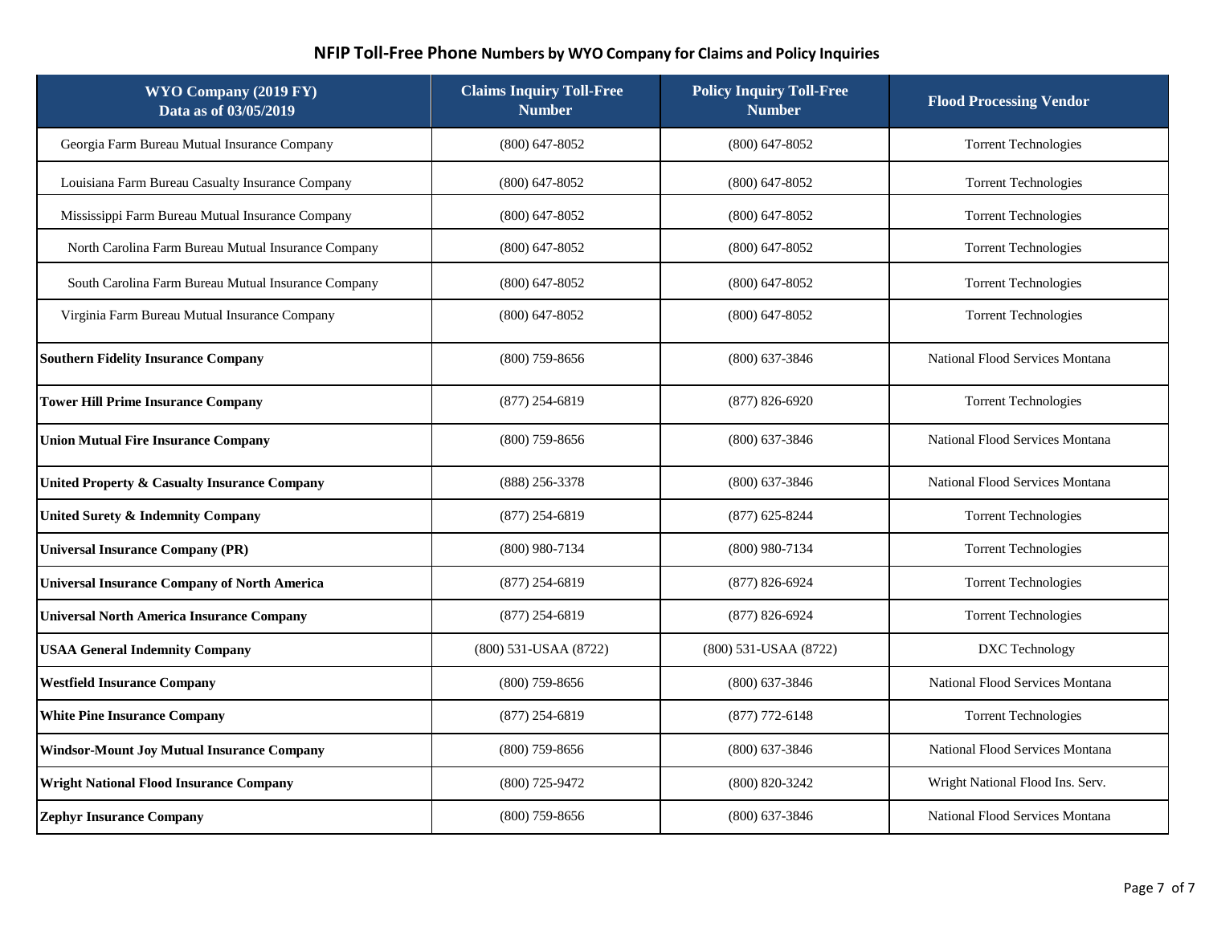# NFIP Toll-Free Phone Numbers by WYO Company for Claims and Policy Inquiries

| WYO Company (2019 FY) Data as of 03/05/2019 | Claims Inquiry Toll-Free Number | Policy Inquiry Toll-Free Number | Flood Processing Vendor |
|---|---|---|---|
| Georgia Farm Bureau Mutual Insurance Company | (800) 647-8052 | (800) 647-8052 | Torrent Technologies |
| Louisiana Farm Bureau Casualty Insurance Company | (800) 647-8052 | (800) 647-8052 | Torrent Technologies |
| Mississippi Farm Bureau Mutual Insurance Company | (800) 647-8052 | (800) 647-8052 | Torrent Technologies |
| North Carolina Farm Bureau Mutual Insurance Company | (800) 647-8052 | (800) 647-8052 | Torrent Technologies |
| South Carolina Farm Bureau Mutual Insurance Company | (800) 647-8052 | (800) 647-8052 | Torrent Technologies |
| Virginia Farm Bureau Mutual Insurance Company | (800) 647-8052 | (800) 647-8052 | Torrent Technologies |
| **Southern Fidelity Insurance Company** | (800) 759-8656 | (800) 637-3846 | National Flood Services Montana |
| **Tower Hill Prime Insurance Company** | (877) 254-6819 | (877) 826-6920 | Torrent Technologies |
| **Union Mutual Fire Insurance Company** | (800) 759-8656 | (800) 637-3846 | National Flood Services Montana |
| **United Property & Casualty Insurance Company** | (888) 256-3378 | (800) 637-3846 | National Flood Services Montana |
| **United Surety & Indemnity Company** | (877) 254-6819 | (877) 625-8244 | Torrent Technologies |
| **Universal Insurance Company (PR)** | (800) 980-7134 | (800) 980-7134 | Torrent Technologies |
| **Universal Insurance Company of North America** | (877) 254-6819 | (877) 826-6924 | Torrent Technologies |
| **Universal North America Insurance Company** | (877) 254-6819 | (877) 826-6924 | Torrent Technologies |
| **USAA General Indemnity Company** | (800) 531-USAA (8722) | (800) 531-USAA (8722) | DXC Technology |
| **Westfield Insurance Company** | (800) 759-8656 | (800) 637-3846 | National Flood Services Montana |
| **White Pine Insurance Company** | (877) 254-6819 | (877) 772-6148 | Torrent Technologies |
| **Windsor-Mount Joy Mutual Insurance Company** | (800) 759-8656 | (800) 637-3846 | National Flood Services Montana |
| **Wright National Flood Insurance Company** | (800) 725-9472 | (800) 820-3242 | Wright National Flood Ins. Serv. |
| **Zephyr Insurance Company** | (800) 759-8656 | (800) 637-3846 | National Flood Services Montana |